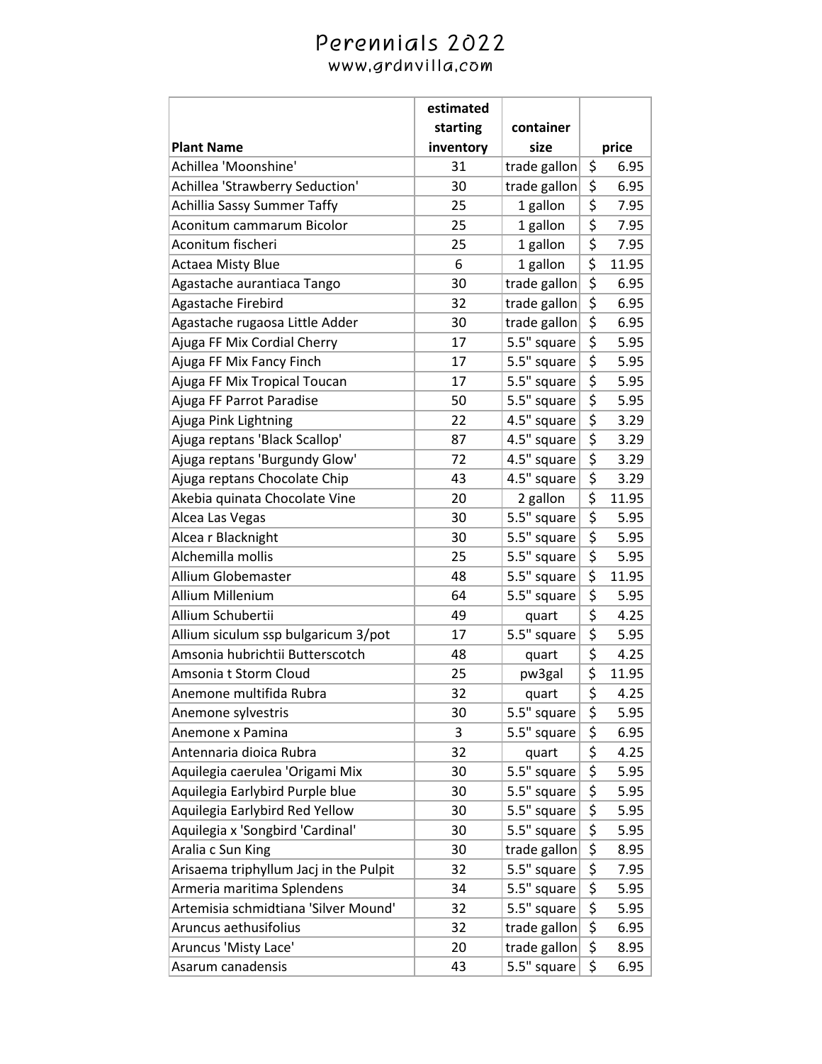# Perennials 2022

www.grdnvilla.com

| Plant Name | estimated starting inventory | container size | price |
|---|---|---|---|
| Achillea 'Moonshine' | 31 | trade gallon | $ 6.95 |
| Achillea 'Strawberry Seduction' | 30 | trade gallon | $ 6.95 |
| Achillia Sassy Summer Taffy | 25 | 1 gallon | $ 7.95 |
| Aconitum cammarum Bicolor | 25 | 1 gallon | $ 7.95 |
| Aconitum fischeri | 25 | 1 gallon | $ 7.95 |
| Actaea Misty Blue | 6 | 1 gallon | $ 11.95 |
| Agastache aurantiaca Tango | 30 | trade gallon | $ 6.95 |
| Agastache Firebird | 32 | trade gallon | $ 6.95 |
| Agastache rugaosa Little Adder | 30 | trade gallon | $ 6.95 |
| Ajuga FF Mix Cordial Cherry | 17 | 5.5" square | $ 5.95 |
| Ajuga FF Mix Fancy Finch | 17 | 5.5" square | $ 5.95 |
| Ajuga FF Mix Tropical Toucan | 17 | 5.5" square | $ 5.95 |
| Ajuga FF Parrot Paradise | 50 | 5.5" square | $ 5.95 |
| Ajuga Pink Lightning | 22 | 4.5" square | $ 3.29 |
| Ajuga reptans 'Black Scallop' | 87 | 4.5" square | $ 3.29 |
| Ajuga reptans 'Burgundy Glow' | 72 | 4.5" square | $ 3.29 |
| Ajuga reptans Chocolate Chip | 43 | 4.5" square | $ 3.29 |
| Akebia quinata Chocolate Vine | 20 | 2 gallon | $ 11.95 |
| Alcea Las Vegas | 30 | 5.5" square | $ 5.95 |
| Alcea r Blacknight | 30 | 5.5" square | $ 5.95 |
| Alchemilla mollis | 25 | 5.5" square | $ 5.95 |
| Allium Globemaster | 48 | 5.5" square | $ 11.95 |
| Allium Millenium | 64 | 5.5" square | $ 5.95 |
| Allium Schubertii | 49 | quart | $ 4.25 |
| Allium siculum ssp bulgaricum 3/pot | 17 | 5.5" square | $ 5.95 |
| Amsonia hubrichtii Butterscotch | 48 | quart | $ 4.25 |
| Amsonia t Storm Cloud | 25 | pw3gal | $ 11.95 |
| Anemone multifida Rubra | 32 | quart | $ 4.25 |
| Anemone sylvestris | 30 | 5.5" square | $ 5.95 |
| Anemone x Pamina | 3 | 5.5" square | $ 6.95 |
| Antennaria dioica Rubra | 32 | quart | $ 4.25 |
| Aquilegia caerulea 'Origami Mix | 30 | 5.5" square | $ 5.95 |
| Aquilegia Earlybird Purple blue | 30 | 5.5" square | $ 5.95 |
| Aquilegia Earlybird Red Yellow | 30 | 5.5" square | $ 5.95 |
| Aquilegia x 'Songbird 'Cardinal' | 30 | 5.5" square | $ 5.95 |
| Aralia c Sun King | 30 | trade gallon | $ 8.95 |
| Arisaema triphyllum Jacj in the Pulpit | 32 | 5.5" square | $ 7.95 |
| Armeria maritima Splendens | 34 | 5.5" square | $ 5.95 |
| Artemisia schmidtiana 'Silver Mound' | 32 | 5.5" square | $ 5.95 |
| Aruncus aethusifolius | 32 | trade gallon | $ 6.95 |
| Aruncus 'Misty Lace' | 20 | trade gallon | $ 8.95 |
| Asarum canadensis | 43 | 5.5" square | $ 6.95 |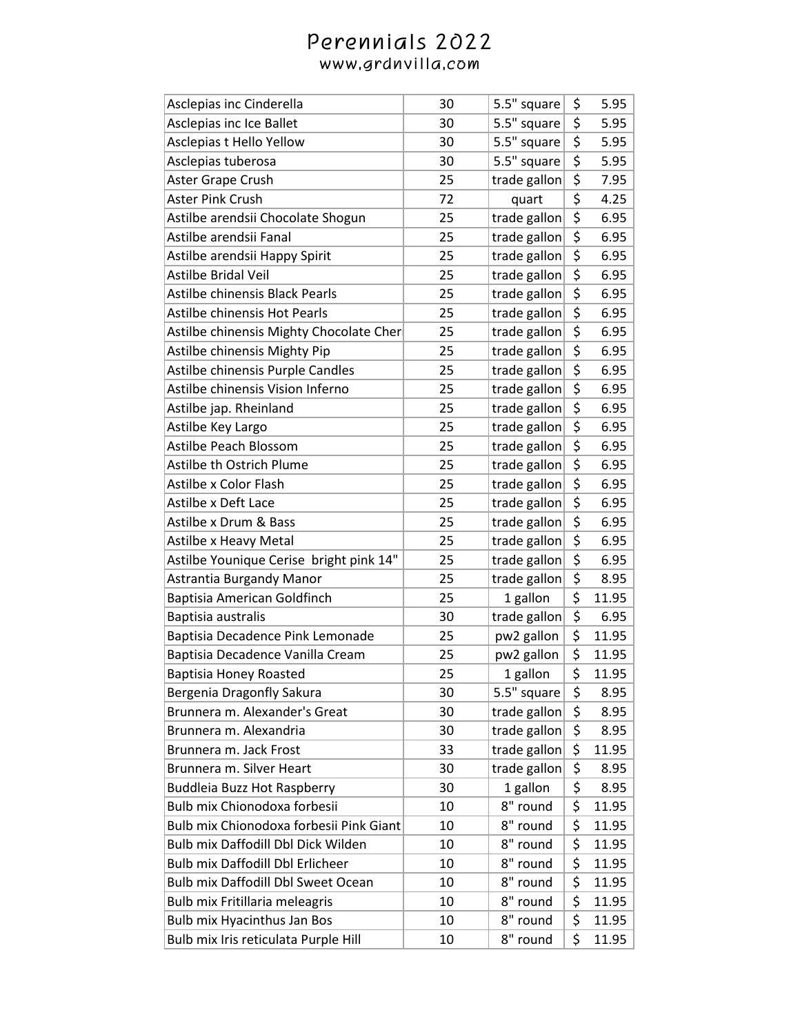# Perennials 2022

www.grdnvilla.com

| | | | |
|---|---|---|---|
| Asclepias inc Cinderella | 30 | 5.5" square | $ 5.95 |
| Asclepias inc Ice Ballet | 30 | 5.5" square | $ 5.95 |
| Asclepias t Hello Yellow | 30 | 5.5" square | $ 5.95 |
| Asclepias tuberosa | 30 | 5.5" square | $ 5.95 |
| Aster Grape Crush | 25 | trade gallon | $ 7.95 |
| Aster Pink Crush | 72 | quart | $ 4.25 |
| Astilbe arendsii Chocolate Shogun | 25 | trade gallon | $ 6.95 |
| Astilbe arendsii Fanal | 25 | trade gallon | $ 6.95 |
| Astilbe arendsii Happy Spirit | 25 | trade gallon | $ 6.95 |
| Astilbe Bridal Veil | 25 | trade gallon | $ 6.95 |
| Astilbe chinensis Black Pearls | 25 | trade gallon | $ 6.95 |
| Astilbe chinensis Hot Pearls | 25 | trade gallon | $ 6.95 |
| Astilbe chinensis Mighty Chocolate Cher | 25 | trade gallon | $ 6.95 |
| Astilbe chinensis Mighty Pip | 25 | trade gallon | $ 6.95 |
| Astilbe chinensis Purple Candles | 25 | trade gallon | $ 6.95 |
| Astilbe chinensis Vision Inferno | 25 | trade gallon | $ 6.95 |
| Astilbe jap. Rheinland | 25 | trade gallon | $ 6.95 |
| Astilbe Key Largo | 25 | trade gallon | $ 6.95 |
| Astilbe Peach Blossom | 25 | trade gallon | $ 6.95 |
| Astilbe th Ostrich Plume | 25 | trade gallon | $ 6.95 |
| Astilbe x Color Flash | 25 | trade gallon | $ 6.95 |
| Astilbe x Deft Lace | 25 | trade gallon | $ 6.95 |
| Astilbe x Drum & Bass | 25 | trade gallon | $ 6.95 |
| Astilbe x Heavy Metal | 25 | trade gallon | $ 6.95 |
| Astilbe Younique Cerise bright pink 14" | 25 | trade gallon | $ 6.95 |
| Astrantia Burgandy Manor | 25 | trade gallon | $ 8.95 |
| Baptisia American Goldfinch | 25 | 1 gallon | $ 11.95 |
| Baptisia australis | 30 | trade gallon | $ 6.95 |
| Baptisia Decadence Pink Lemonade | 25 | pw2 gallon | $ 11.95 |
| Baptisia Decadence Vanilla Cream | 25 | pw2 gallon | $ 11.95 |
| Baptisia Honey Roasted | 25 | 1 gallon | $ 11.95 |
| Bergenia Dragonfly Sakura | 30 | 5.5" square | $ 8.95 |
| Brunnera m. Alexander's Great | 30 | trade gallon | $ 8.95 |
| Brunnera m. Alexandria | 30 | trade gallon | $ 8.95 |
| Brunnera m. Jack Frost | 33 | trade gallon | $ 11.95 |
| Brunnera m. Silver Heart | 30 | trade gallon | $ 8.95 |
| Buddleia Buzz Hot Raspberry | 30 | 1 gallon | $ 8.95 |
| Bulb mix Chionodoxa forbesii | 10 | 8" round | $ 11.95 |
| Bulb mix Chionodoxa forbesii Pink Giant | 10 | 8" round | $ 11.95 |
| Bulb mix Daffodill Dbl Dick Wilden | 10 | 8" round | $ 11.95 |
| Bulb mix Daffodill Dbl Erlicheer | 10 | 8" round | $ 11.95 |
| Bulb mix Daffodill Dbl Sweet Ocean | 10 | 8" round | $ 11.95 |
| Bulb mix Fritillaria meleagris | 10 | 8" round | $ 11.95 |
| Bulb mix Hyacinthus Jan Bos | 10 | 8" round | $ 11.95 |
| Bulb mix Iris reticulata Purple Hill | 10 | 8" round | $ 11.95 |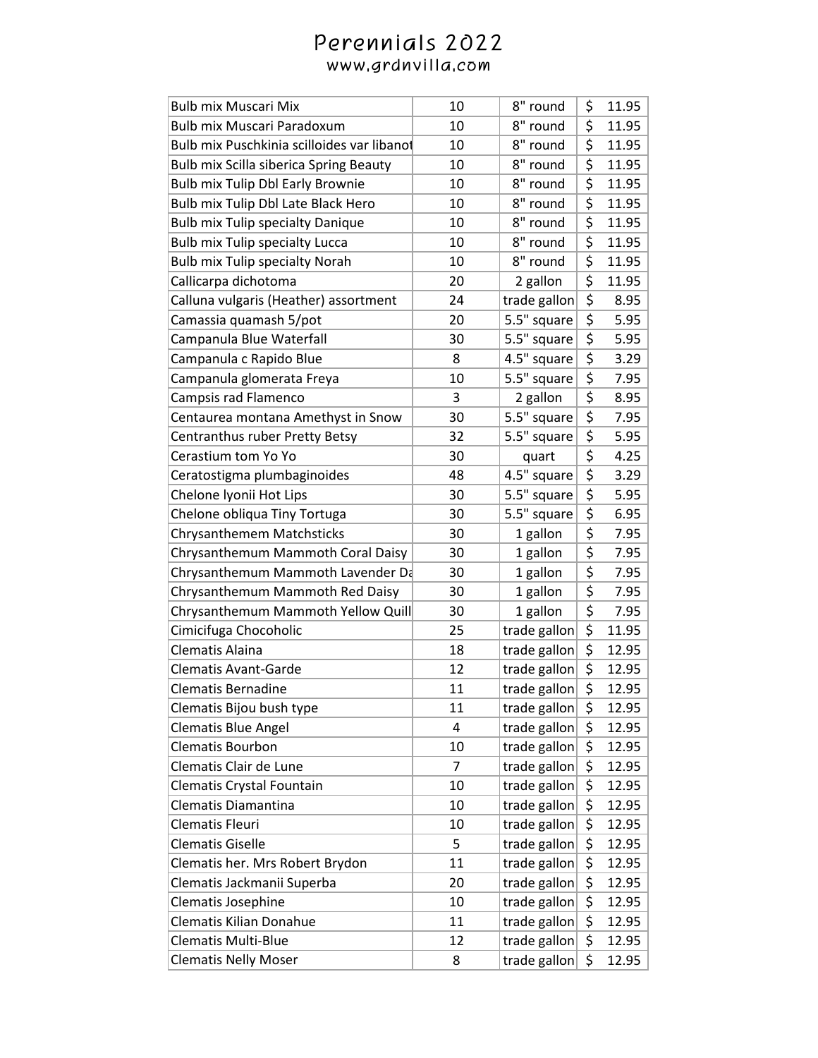# Perennials 2022

www.grdnvilla.com

| | | | | |
|---|---|---|---|---|
| Bulb mix Muscari Mix | 10 | 8" round | $ | 11.95 |
| Bulb mix Muscari Paradoxum | 10 | 8" round | $ | 11.95 |
| Bulb mix Puschkinia scilloides var libanot | 10 | 8" round | $ | 11.95 |
| Bulb mix Scilla siberica Spring Beauty | 10 | 8" round | $ | 11.95 |
| Bulb mix Tulip Dbl Early Brownie | 10 | 8" round | $ | 11.95 |
| Bulb mix Tulip Dbl Late Black Hero | 10 | 8" round | $ | 11.95 |
| Bulb mix Tulip specialty Danique | 10 | 8" round | $ | 11.95 |
| Bulb mix Tulip specialty Lucca | 10 | 8" round | $ | 11.95 |
| Bulb mix Tulip specialty Norah | 10 | 8" round | $ | 11.95 |
| Callicarpa dichotoma | 20 | 2 gallon | $ | 11.95 |
| Calluna vulgaris (Heather) assortment | 24 | trade gallon | $ | 8.95 |
| Camassia quamash 5/pot | 20 | 5.5" square | $ | 5.95 |
| Campanula Blue Waterfall | 30 | 5.5" square | $ | 5.95 |
| Campanula c Rapido Blue | 8 | 4.5" square | $ | 3.29 |
| Campanula glomerata Freya | 10 | 5.5" square | $ | 7.95 |
| Campsis rad Flamenco | 3 | 2 gallon | $ | 8.95 |
| Centaurea montana Amethyst in Snow | 30 | 5.5" square | $ | 7.95 |
| Centranthus ruber Pretty Betsy | 32 | 5.5" square | $ | 5.95 |
| Cerastium tom Yo Yo | 30 | quart | $ | 4.25 |
| Ceratostigma plumbaginoides | 48 | 4.5" square | $ | 3.29 |
| Chelone lyonii Hot Lips | 30 | 5.5" square | $ | 5.95 |
| Chelone obliqua Tiny Tortuga | 30 | 5.5" square | $ | 6.95 |
| Chrysanthemem Matchsticks | 30 | 1 gallon | $ | 7.95 |
| Chrysanthemum Mammoth Coral Daisy | 30 | 1 gallon | $ | 7.95 |
| Chrysanthemum Mammoth Lavender Da | 30 | 1 gallon | $ | 7.95 |
| Chrysanthemum Mammoth Red Daisy | 30 | 1 gallon | $ | 7.95 |
| Chrysanthemum Mammoth Yellow Quill | 30 | 1 gallon | $ | 7.95 |
| Cimicifuga Chocoholic | 25 | trade gallon | $ | 11.95 |
| Clematis Alaina | 18 | trade gallon | $ | 12.95 |
| Clematis Avant-Garde | 12 | trade gallon | $ | 12.95 |
| Clematis Bernadine | 11 | trade gallon | $ | 12.95 |
| Clematis Bijou bush type | 11 | trade gallon | $ | 12.95 |
| Clematis Blue Angel | 4 | trade gallon | $ | 12.95 |
| Clematis Bourbon | 10 | trade gallon | $ | 12.95 |
| Clematis Clair de Lune | 7 | trade gallon | $ | 12.95 |
| Clematis Crystal Fountain | 10 | trade gallon | $ | 12.95 |
| Clematis Diamantina | 10 | trade gallon | $ | 12.95 |
| Clematis Fleuri | 10 | trade gallon | $ | 12.95 |
| Clematis Giselle | 5 | trade gallon | $ | 12.95 |
| Clematis her. Mrs Robert Brydon | 11 | trade gallon | $ | 12.95 |
| Clematis Jackmanii Superba | 20 | trade gallon | $ | 12.95 |
| Clematis Josephine | 10 | trade gallon | $ | 12.95 |
| Clematis Kilian Donahue | 11 | trade gallon | $ | 12.95 |
| Clematis Multi-Blue | 12 | trade gallon | $ | 12.95 |
| Clematis Nelly Moser | 8 | trade gallon | $ | 12.95 |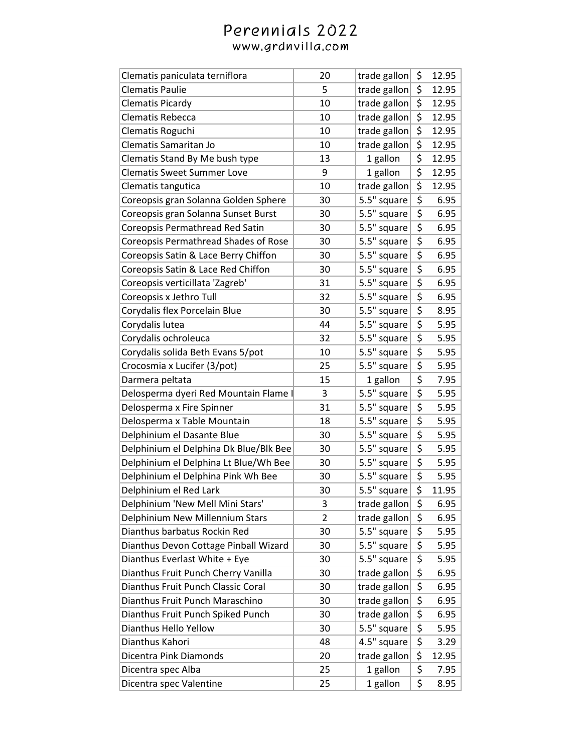# Perennials 2022

www.grdnvilla.com

| | | | |
|---|---|---|---|
| Clematis paniculata terniflora | 20 | trade gallon | $ 12.95 |
| Clematis Paulie | 5 | trade gallon | $ 12.95 |
| Clematis Picardy | 10 | trade gallon | $ 12.95 |
| Clematis Rebecca | 10 | trade gallon | $ 12.95 |
| Clematis Roguchi | 10 | trade gallon | $ 12.95 |
| Clematis Samaritan Jo | 10 | trade gallon | $ 12.95 |
| Clematis Stand By Me bush type | 13 | 1 gallon | $ 12.95 |
| Clematis Sweet Summer Love | 9 | 1 gallon | $ 12.95 |
| Clematis tangutica | 10 | trade gallon | $ 12.95 |
| Coreopsis gran Solanna Golden Sphere | 30 | 5.5" square | $ 6.95 |
| Coreopsis gran Solanna Sunset Burst | 30 | 5.5" square | $ 6.95 |
| Coreopsis Permathread Red Satin | 30 | 5.5" square | $ 6.95 |
| Coreopsis Permathread Shades of Rose | 30 | 5.5" square | $ 6.95 |
| Coreopsis Satin & Lace Berry Chiffon | 30 | 5.5" square | $ 6.95 |
| Coreopsis Satin & Lace Red Chiffon | 30 | 5.5" square | $ 6.95 |
| Coreopsis verticillata 'Zagreb' | 31 | 5.5" square | $ 6.95 |
| Coreopsis x Jethro Tull | 32 | 5.5" square | $ 6.95 |
| Corydalis flex Porcelain Blue | 30 | 5.5" square | $ 8.95 |
| Corydalis lutea | 44 | 5.5" square | $ 5.95 |
| Corydalis ochroleuca | 32 | 5.5" square | $ 5.95 |
| Corydalis solida Beth Evans 5/pot | 10 | 5.5" square | $ 5.95 |
| Crocosmia x Lucifer (3/pot) | 25 | 5.5" square | $ 5.95 |
| Darmera peltata | 15 | 1 gallon | $ 7.95 |
| Delosperma dyeri Red Mountain Flame I | 3 | 5.5" square | $ 5.95 |
| Delosperma x Fire Spinner | 31 | 5.5" square | $ 5.95 |
| Delosperma x Table Mountain | 18 | 5.5" square | $ 5.95 |
| Delphinium el Dasante Blue | 30 | 5.5" square | $ 5.95 |
| Delphinium el Delphina Dk Blue/Blk Bee | 30 | 5.5" square | $ 5.95 |
| Delphinium el Delphina Lt Blue/Wh Bee | 30 | 5.5" square | $ 5.95 |
| Delphinium el Delphina Pink Wh Bee | 30 | 5.5" square | $ 5.95 |
| Delphinium el Red Lark | 30 | 5.5" square | $ 11.95 |
| Delphinium 'New Mell Mini Stars' | 3 | trade gallon | $ 6.95 |
| Delphinium New Millennium Stars | 2 | trade gallon | $ 6.95 |
| Dianthus barbatus Rockin Red | 30 | 5.5" square | $ 5.95 |
| Dianthus Devon Cottage Pinball Wizard | 30 | 5.5" square | $ 5.95 |
| Dianthus Everlast White + Eye | 30 | 5.5" square | $ 5.95 |
| Dianthus Fruit Punch Cherry Vanilla | 30 | trade gallon | $ 6.95 |
| Dianthus Fruit Punch Classic Coral | 30 | trade gallon | $ 6.95 |
| Dianthus Fruit Punch Maraschino | 30 | trade gallon | $ 6.95 |
| Dianthus Fruit Punch Spiked Punch | 30 | trade gallon | $ 6.95 |
| Dianthus Hello Yellow | 30 | 5.5" square | $ 5.95 |
| Dianthus Kahori | 48 | 4.5" square | $ 3.29 |
| Dicentra Pink Diamonds | 20 | trade gallon | $ 12.95 |
| Dicentra spec Alba | 25 | 1 gallon | $ 7.95 |
| Dicentra spec Valentine | 25 | 1 gallon | $ 8.95 |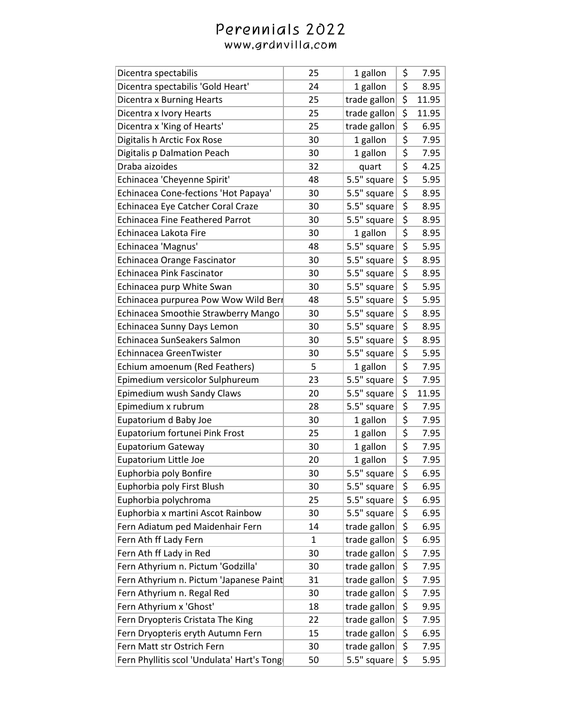# Perennials 2022

www.grdnvilla.com

| | | | |
|---|---|---|---|
| Dicentra spectabilis | 25 | 1 gallon | $ 7.95 |
| Dicentra spectabilis 'Gold Heart' | 24 | 1 gallon | $ 8.95 |
| Dicentra x Burning Hearts | 25 | trade gallon | $ 11.95 |
| Dicentra x Ivory Hearts | 25 | trade gallon | $ 11.95 |
| Dicentra x 'King of Hearts' | 25 | trade gallon | $ 6.95 |
| Digitalis h Arctic Fox Rose | 30 | 1 gallon | $ 7.95 |
| Digitalis p Dalmation Peach | 30 | 1 gallon | $ 7.95 |
| Draba aizoides | 32 | quart | $ 4.25 |
| Echinacea 'Cheyenne Spirit' | 48 | 5.5" square | $ 5.95 |
| Echinacea Cone-fections 'Hot Papaya' | 30 | 5.5" square | $ 8.95 |
| Echinacea Eye Catcher Coral Craze | 30 | 5.5" square | $ 8.95 |
| Echinacea Fine Feathered Parrot | 30 | 5.5" square | $ 8.95 |
| Echinacea Lakota Fire | 30 | 1 gallon | $ 8.95 |
| Echinacea 'Magnus' | 48 | 5.5" square | $ 5.95 |
| Echinacea Orange Fascinator | 30 | 5.5" square | $ 8.95 |
| Echinacea Pink Fascinator | 30 | 5.5" square | $ 8.95 |
| Echinacea purp White Swan | 30 | 5.5" square | $ 5.95 |
| Echinacea purpurea Pow Wow Wild Berr | 48 | 5.5" square | $ 5.95 |
| Echinacea Smoothie Strawberry Mango | 30 | 5.5" square | $ 8.95 |
| Echinacea Sunny Days Lemon | 30 | 5.5" square | $ 8.95 |
| Echinacea SunSeakers Salmon | 30 | 5.5" square | $ 8.95 |
| Echinnacea GreenTwister | 30 | 5.5" square | $ 5.95 |
| Echium amoenum (Red Feathers) | 5 | 1 gallon | $ 7.95 |
| Epimedium versicolor Sulphureum | 23 | 5.5" square | $ 7.95 |
| Epimedium wush Sandy Claws | 20 | 5.5" square | $ 11.95 |
| Epimedium x rubrum | 28 | 5.5" square | $ 7.95 |
| Eupatorium d Baby Joe | 30 | 1 gallon | $ 7.95 |
| Eupatorium fortunei Pink Frost | 25 | 1 gallon | $ 7.95 |
| Eupatorium Gateway | 30 | 1 gallon | $ 7.95 |
| Eupatorium Little Joe | 20 | 1 gallon | $ 7.95 |
| Euphorbia poly Bonfire | 30 | 5.5" square | $ 6.95 |
| Euphorbia poly First Blush | 30 | 5.5" square | $ 6.95 |
| Euphorbia polychroma | 25 | 5.5" square | $ 6.95 |
| Euphorbia x martini Ascot Rainbow | 30 | 5.5" square | $ 6.95 |
| Fern Adiatum ped Maidenhair Fern | 14 | trade gallon | $ 6.95 |
| Fern Ath ff Lady Fern | 1 | trade gallon | $ 6.95 |
| Fern Ath ff Lady in Red | 30 | trade gallon | $ 7.95 |
| Fern Athyrium n. Pictum 'Godzilla' | 30 | trade gallon | $ 7.95 |
| Fern Athyrium n. Pictum 'Japanese Paint | 31 | trade gallon | $ 7.95 |
| Fern Athyrium n. Regal Red | 30 | trade gallon | $ 7.95 |
| Fern Athyrium x 'Ghost' | 18 | trade gallon | $ 9.95 |
| Fern Dryopteris Cristata The King | 22 | trade gallon | $ 7.95 |
| Fern Dryopteris eryth Autumn Fern | 15 | trade gallon | $ 6.95 |
| Fern Matt str Ostrich Fern | 30 | trade gallon | $ 7.95 |
| Fern Phyllitis scol 'Undulata' Hart's Tong | 50 | 5.5" square | $ 5.95 |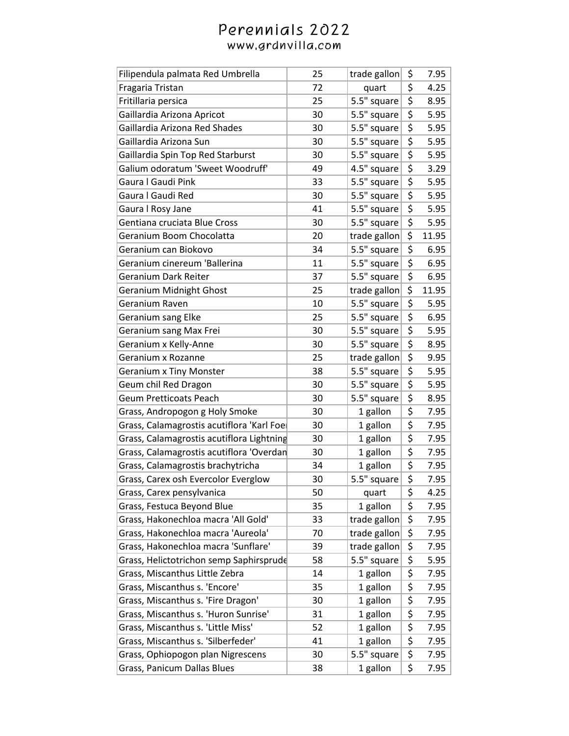# Perennials 2022

www.grdnvilla.com

| | | | |
|---|---|---|---|
| Filipendula palmata Red Umbrella | 25 | trade gallon | $ 7.95 |
| Fragaria Tristan | 72 | quart | $ 4.25 |
| Fritillaria persica | 25 | 5.5" square | $ 8.95 |
| Gaillardia Arizona Apricot | 30 | 5.5" square | $ 5.95 |
| Gaillardia Arizona Red Shades | 30 | 5.5" square | $ 5.95 |
| Gaillardia Arizona Sun | 30 | 5.5" square | $ 5.95 |
| Gaillardia Spin Top Red Starburst | 30 | 5.5" square | $ 5.95 |
| Galium odoratum 'Sweet Woodruff' | 49 | 4.5" square | $ 3.29 |
| Gaura l Gaudi Pink | 33 | 5.5" square | $ 5.95 |
| Gaura l Gaudi Red | 30 | 5.5" square | $ 5.95 |
| Gaura l Rosy Jane | 41 | 5.5" square | $ 5.95 |
| Gentiana cruciata Blue Cross | 30 | 5.5" square | $ 5.95 |
| Geranium Boom Chocolatta | 20 | trade gallon | $ 11.95 |
| Geranium can Biokovo | 34 | 5.5" square | $ 6.95 |
| Geranium cinereum 'Ballerina | 11 | 5.5" square | $ 6.95 |
| Geranium Dark Reiter | 37 | 5.5" square | $ 6.95 |
| Geranium Midnight Ghost | 25 | trade gallon | $ 11.95 |
| Geranium Raven | 10 | 5.5" square | $ 5.95 |
| Geranium sang Elke | 25 | 5.5" square | $ 6.95 |
| Geranium sang Max Frei | 30 | 5.5" square | $ 5.95 |
| Geranium x Kelly-Anne | 30 | 5.5" square | $ 8.95 |
| Geranium x Rozanne | 25 | trade gallon | $ 9.95 |
| Geranium x Tiny Monster | 38 | 5.5" square | $ 5.95 |
| Geum chil Red Dragon | 30 | 5.5" square | $ 5.95 |
| Geum Pretticoats Peach | 30 | 5.5" square | $ 8.95 |
| Grass, Andropogon g Holy Smoke | 30 | 1 gallon | $ 7.95 |
| Grass, Calamagrostis acutiflora 'Karl Foe | 30 | 1 gallon | $ 7.95 |
| Grass, Calamagrostis acutiflora Lightning | 30 | 1 gallon | $ 7.95 |
| Grass, Calamagrostis acutiflora 'Overdan | 30 | 1 gallon | $ 7.95 |
| Grass, Calamagrostis brachytricha | 34 | 1 gallon | $ 7.95 |
| Grass, Carex osh Evercolor Everglow | 30 | 5.5" square | $ 7.95 |
| Grass, Carex pensylvanica | 50 | quart | $ 4.25 |
| Grass, Festuca Beyond Blue | 35 | 1 gallon | $ 7.95 |
| Grass, Hakonechloa macra 'All Gold' | 33 | trade gallon | $ 7.95 |
| Grass, Hakonechloa macra 'Aureola' | 70 | trade gallon | $ 7.95 |
| Grass, Hakonechloa macra 'Sunflare' | 39 | trade gallon | $ 7.95 |
| Grass, Helictotrichon semp Saphirsprude | 58 | 5.5" square | $ 5.95 |
| Grass, Miscanthus Little Zebra | 14 | 1 gallon | $ 7.95 |
| Grass, Miscanthus s. 'Encore' | 35 | 1 gallon | $ 7.95 |
| Grass, Miscanthus s. 'Fire Dragon' | 30 | 1 gallon | $ 7.95 |
| Grass, Miscanthus s. 'Huron Sunrise' | 31 | 1 gallon | $ 7.95 |
| Grass, Miscanthus s. 'Little Miss' | 52 | 1 gallon | $ 7.95 |
| Grass, Miscanthus s. 'Silberfeder' | 41 | 1 gallon | $ 7.95 |
| Grass, Ophiopogon plan Nigrescens | 30 | 5.5" square | $ 7.95 |
| Grass, Panicum Dallas Blues | 38 | 1 gallon | $ 7.95 |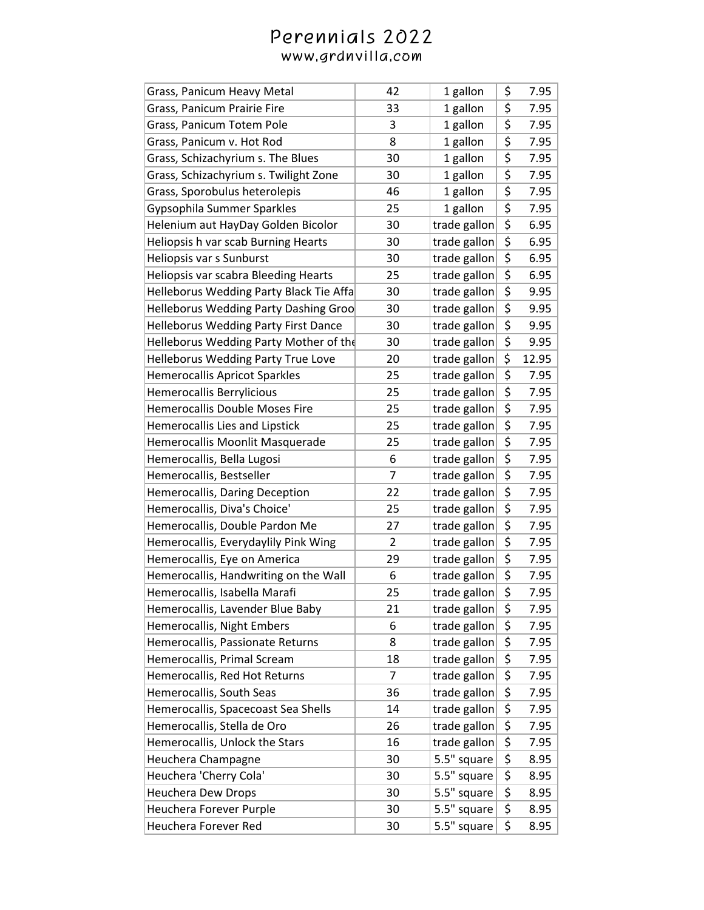# Perennials 2022

www.grdnvilla.com

| | | | |
|---|---|---|---|
| Grass, Panicum Heavy Metal | 42 | 1 gallon | $ 7.95 |
| Grass, Panicum Prairie Fire | 33 | 1 gallon | $ 7.95 |
| Grass, Panicum Totem Pole | 3 | 1 gallon | $ 7.95 |
| Grass, Panicum v. Hot Rod | 8 | 1 gallon | $ 7.95 |
| Grass, Schizachyrium s. The Blues | 30 | 1 gallon | $ 7.95 |
| Grass, Schizachyrium s. Twilight Zone | 30 | 1 gallon | $ 7.95 |
| Grass, Sporobulus heterolepis | 46 | 1 gallon | $ 7.95 |
| Gypsophila Summer Sparkles | 25 | 1 gallon | $ 7.95 |
| Helenium aut HayDay Golden Bicolor | 30 | trade gallon | $ 6.95 |
| Heliopsis h var scab Burning Hearts | 30 | trade gallon | $ 6.95 |
| Heliopsis var s Sunburst | 30 | trade gallon | $ 6.95 |
| Heliopsis var scabra Bleeding Hearts | 25 | trade gallon | $ 6.95 |
| Helleborus Wedding Party Black Tie Affa | 30 | trade gallon | $ 9.95 |
| Helleborus Wedding Party Dashing Groo | 30 | trade gallon | $ 9.95 |
| Helleborus Wedding Party First Dance | 30 | trade gallon | $ 9.95 |
| Helleborus Wedding Party Mother of the | 30 | trade gallon | $ 9.95 |
| Helleborus Wedding Party True Love | 20 | trade gallon | $ 12.95 |
| Hemerocallis Apricot Sparkles | 25 | trade gallon | $ 7.95 |
| Hemerocallis Berrylicious | 25 | trade gallon | $ 7.95 |
| Hemerocallis Double Moses Fire | 25 | trade gallon | $ 7.95 |
| Hemerocallis Lies and Lipstick | 25 | trade gallon | $ 7.95 |
| Hemerocallis Moonlit Masquerade | 25 | trade gallon | $ 7.95 |
| Hemerocallis, Bella Lugosi | 6 | trade gallon | $ 7.95 |
| Hemerocallis, Bestseller | 7 | trade gallon | $ 7.95 |
| Hemerocallis, Daring Deception | 22 | trade gallon | $ 7.95 |
| Hemerocallis, Diva's Choice' | 25 | trade gallon | $ 7.95 |
| Hemerocallis, Double Pardon Me | 27 | trade gallon | $ 7.95 |
| Hemerocallis, Everydaylily Pink Wing | 2 | trade gallon | $ 7.95 |
| Hemerocallis, Eye on America | 29 | trade gallon | $ 7.95 |
| Hemerocallis, Handwriting on the Wall | 6 | trade gallon | $ 7.95 |
| Hemerocallis, Isabella Marafi | 25 | trade gallon | $ 7.95 |
| Hemerocallis, Lavender Blue Baby | 21 | trade gallon | $ 7.95 |
| Hemerocallis, Night Embers | 6 | trade gallon | $ 7.95 |
| Hemerocallis, Passionate Returns | 8 | trade gallon | $ 7.95 |
| Hemerocallis, Primal Scream | 18 | trade gallon | $ 7.95 |
| Hemerocallis, Red Hot Returns | 7 | trade gallon | $ 7.95 |
| Hemerocallis, South Seas | 36 | trade gallon | $ 7.95 |
| Hemerocallis, Spacecoast Sea Shells | 14 | trade gallon | $ 7.95 |
| Hemerocallis, Stella de Oro | 26 | trade gallon | $ 7.95 |
| Hemerocallis, Unlock the Stars | 16 | trade gallon | $ 7.95 |
| Heuchera Champagne | 30 | 5.5" square | $ 8.95 |
| Heuchera 'Cherry Cola' | 30 | 5.5" square | $ 8.95 |
| Heuchera Dew Drops | 30 | 5.5" square | $ 8.95 |
| Heuchera Forever Purple | 30 | 5.5" square | $ 8.95 |
| Heuchera Forever Red | 30 | 5.5" square | $ 8.95 |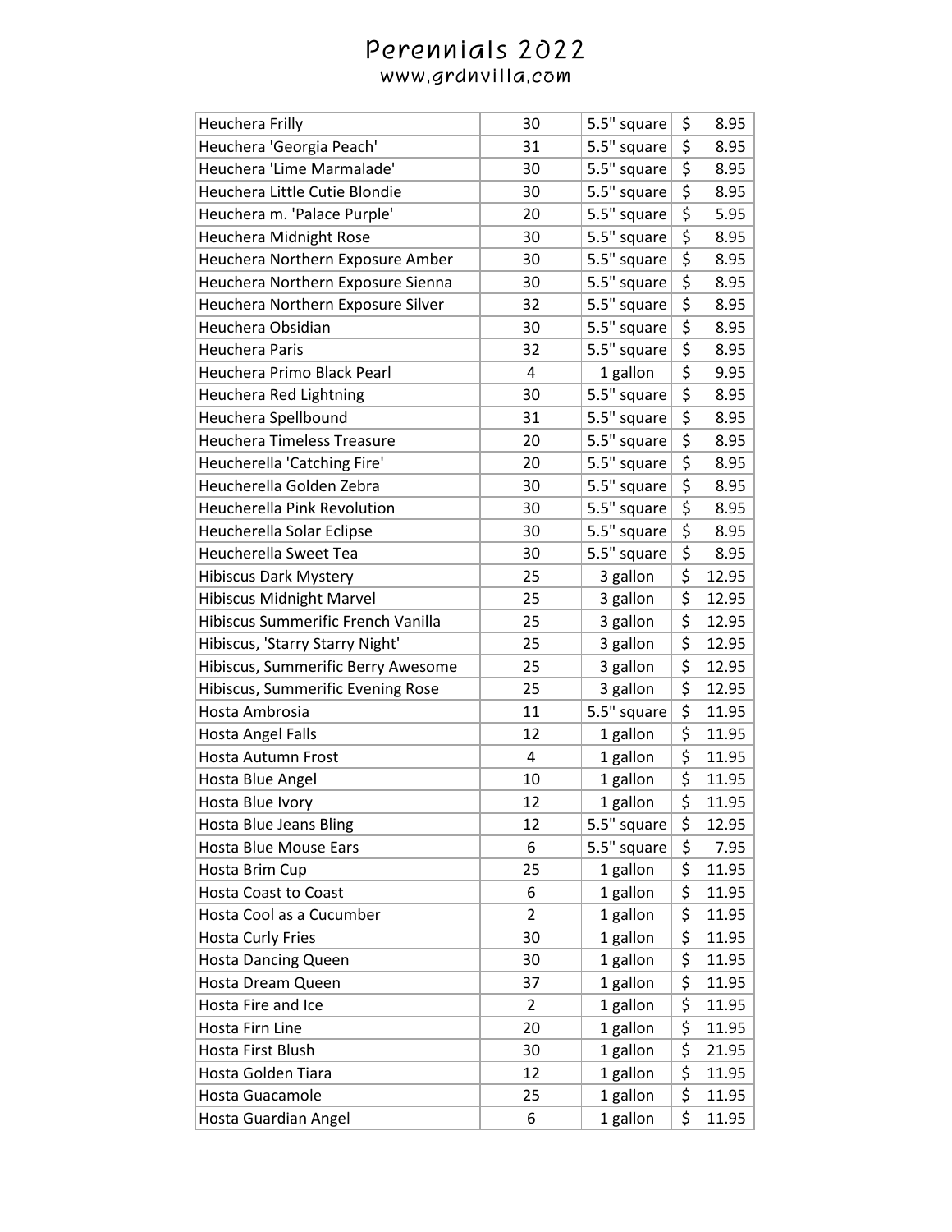# Perennials 2022

www.grdnvilla.com

| | | | |
|---|---|---|---|
| Heuchera Frilly | 30 | 5.5" square | $ 8.95 |
| Heuchera 'Georgia Peach' | 31 | 5.5" square | $ 8.95 |
| Heuchera 'Lime Marmalade' | 30 | 5.5" square | $ 8.95 |
| Heuchera Little Cutie Blondie | 30 | 5.5" square | $ 8.95 |
| Heuchera m. 'Palace Purple' | 20 | 5.5" square | $ 5.95 |
| Heuchera Midnight Rose | 30 | 5.5" square | $ 8.95 |
| Heuchera Northern Exposure Amber | 30 | 5.5" square | $ 8.95 |
| Heuchera Northern Exposure Sienna | 30 | 5.5" square | $ 8.95 |
| Heuchera Northern Exposure Silver | 32 | 5.5" square | $ 8.95 |
| Heuchera Obsidian | 30 | 5.5" square | $ 8.95 |
| Heuchera Paris | 32 | 5.5" square | $ 8.95 |
| Heuchera Primo Black Pearl | 4 | 1 gallon | $ 9.95 |
| Heuchera Red Lightning | 30 | 5.5" square | $ 8.95 |
| Heuchera Spellbound | 31 | 5.5" square | $ 8.95 |
| Heuchera Timeless Treasure | 20 | 5.5" square | $ 8.95 |
| Heucherella 'Catching Fire' | 20 | 5.5" square | $ 8.95 |
| Heucherella Golden Zebra | 30 | 5.5" square | $ 8.95 |
| Heucherella Pink Revolution | 30 | 5.5" square | $ 8.95 |
| Heucherella Solar Eclipse | 30 | 5.5" square | $ 8.95 |
| Heucherella Sweet Tea | 30 | 5.5" square | $ 8.95 |
| Hibiscus Dark Mystery | 25 | 3 gallon | $ 12.95 |
| Hibiscus Midnight Marvel | 25 | 3 gallon | $ 12.95 |
| Hibiscus Summerific French Vanilla | 25 | 3 gallon | $ 12.95 |
| Hibiscus, 'Starry Starry Night' | 25 | 3 gallon | $ 12.95 |
| Hibiscus, Summerific Berry Awesome | 25 | 3 gallon | $ 12.95 |
| Hibiscus, Summerific Evening Rose | 25 | 3 gallon | $ 12.95 |
| Hosta Ambrosia | 11 | 5.5" square | $ 11.95 |
| Hosta Angel Falls | 12 | 1 gallon | $ 11.95 |
| Hosta Autumn Frost | 4 | 1 gallon | $ 11.95 |
| Hosta Blue Angel | 10 | 1 gallon | $ 11.95 |
| Hosta Blue Ivory | 12 | 1 gallon | $ 11.95 |
| Hosta Blue Jeans Bling | 12 | 5.5" square | $ 12.95 |
| Hosta Blue Mouse Ears | 6 | 5.5" square | $ 7.95 |
| Hosta Brim Cup | 25 | 1 gallon | $ 11.95 |
| Hosta Coast to Coast | 6 | 1 gallon | $ 11.95 |
| Hosta Cool as a Cucumber | 2 | 1 gallon | $ 11.95 |
| Hosta Curly Fries | 30 | 1 gallon | $ 11.95 |
| Hosta Dancing Queen | 30 | 1 gallon | $ 11.95 |
| Hosta Dream Queen | 37 | 1 gallon | $ 11.95 |
| Hosta Fire and Ice | 2 | 1 gallon | $ 11.95 |
| Hosta Firn Line | 20 | 1 gallon | $ 11.95 |
| Hosta First Blush | 30 | 1 gallon | $ 21.95 |
| Hosta Golden Tiara | 12 | 1 gallon | $ 11.95 |
| Hosta Guacamole | 25 | 1 gallon | $ 11.95 |
| Hosta Guardian Angel | 6 | 1 gallon | $ 11.95 |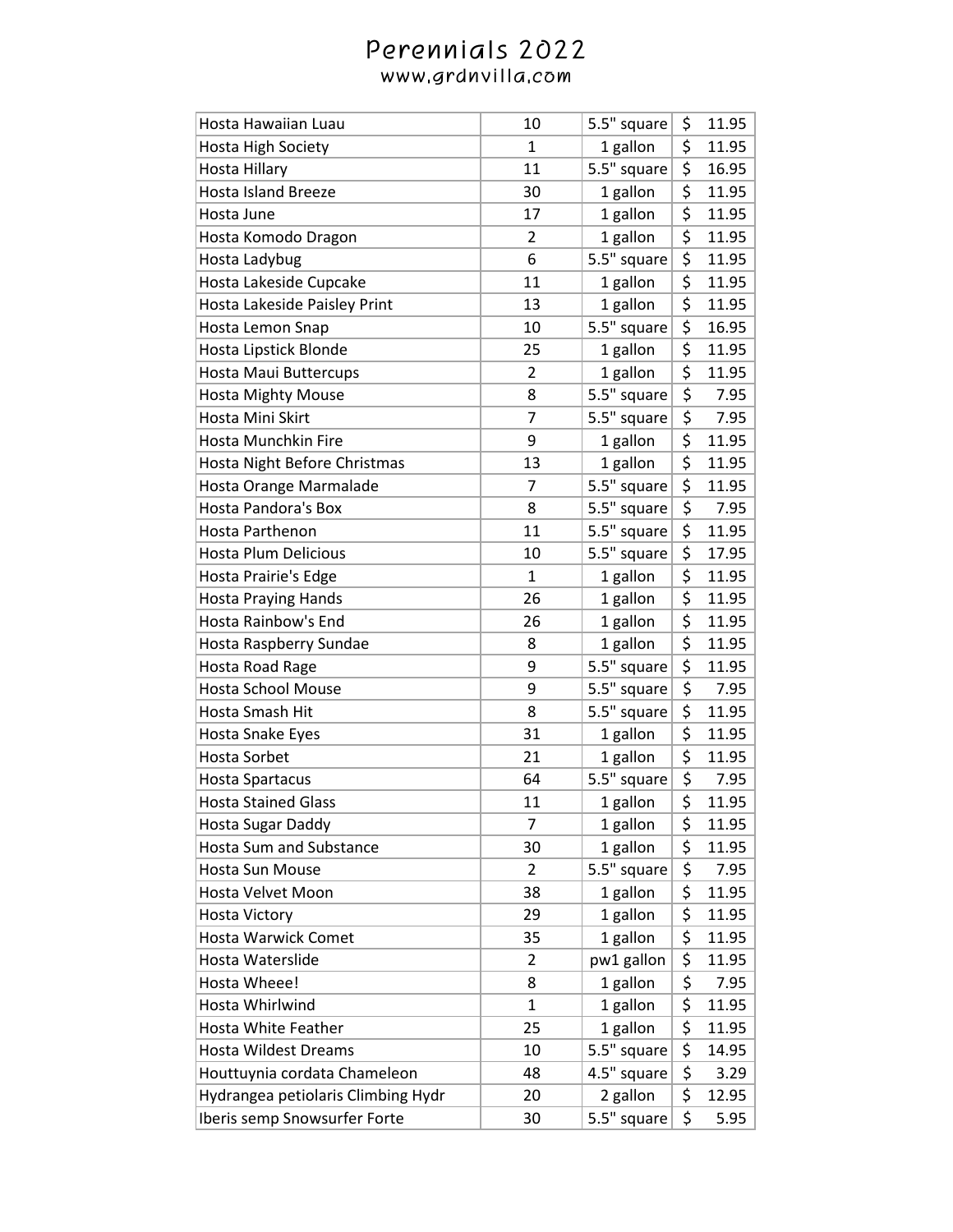# Perennials 2022

www.grdnvilla.com

| | | | |
|---|---|---|---|
| Hosta Hawaiian Luau | 10 | 5.5" square | $ 11.95 |
| Hosta High Society | 1 | 1 gallon | $ 11.95 |
| Hosta Hillary | 11 | 5.5" square | $ 16.95 |
| Hosta Island Breeze | 30 | 1 gallon | $ 11.95 |
| Hosta June | 17 | 1 gallon | $ 11.95 |
| Hosta Komodo Dragon | 2 | 1 gallon | $ 11.95 |
| Hosta Ladybug | 6 | 5.5" square | $ 11.95 |
| Hosta Lakeside Cupcake | 11 | 1 gallon | $ 11.95 |
| Hosta Lakeside Paisley Print | 13 | 1 gallon | $ 11.95 |
| Hosta Lemon Snap | 10 | 5.5" square | $ 16.95 |
| Hosta Lipstick Blonde | 25 | 1 gallon | $ 11.95 |
| Hosta Maui Buttercups | 2 | 1 gallon | $ 11.95 |
| Hosta Mighty Mouse | 8 | 5.5" square | $ 7.95 |
| Hosta Mini Skirt | 7 | 5.5" square | $ 7.95 |
| Hosta Munchkin Fire | 9 | 1 gallon | $ 11.95 |
| Hosta Night Before Christmas | 13 | 1 gallon | $ 11.95 |
| Hosta Orange Marmalade | 7 | 5.5" square | $ 11.95 |
| Hosta Pandora's Box | 8 | 5.5" square | $ 7.95 |
| Hosta Parthenon | 11 | 5.5" square | $ 11.95 |
| Hosta Plum Delicious | 10 | 5.5" square | $ 17.95 |
| Hosta Prairie's Edge | 1 | 1 gallon | $ 11.95 |
| Hosta Praying Hands | 26 | 1 gallon | $ 11.95 |
| Hosta Rainbow's End | 26 | 1 gallon | $ 11.95 |
| Hosta Raspberry Sundae | 8 | 1 gallon | $ 11.95 |
| Hosta Road Rage | 9 | 5.5" square | $ 11.95 |
| Hosta School Mouse | 9 | 5.5" square | $ 7.95 |
| Hosta Smash Hit | 8 | 5.5" square | $ 11.95 |
| Hosta Snake Eyes | 31 | 1 gallon | $ 11.95 |
| Hosta Sorbet | 21 | 1 gallon | $ 11.95 |
| Hosta Spartacus | 64 | 5.5" square | $ 7.95 |
| Hosta Stained Glass | 11 | 1 gallon | $ 11.95 |
| Hosta Sugar Daddy | 7 | 1 gallon | $ 11.95 |
| Hosta Sum and Substance | 30 | 1 gallon | $ 11.95 |
| Hosta Sun Mouse | 2 | 5.5" square | $ 7.95 |
| Hosta Velvet Moon | 38 | 1 gallon | $ 11.95 |
| Hosta Victory | 29 | 1 gallon | $ 11.95 |
| Hosta Warwick Comet | 35 | 1 gallon | $ 11.95 |
| Hosta Waterslide | 2 | pw1 gallon | $ 11.95 |
| Hosta Wheee! | 8 | 1 gallon | $ 7.95 |
| Hosta Whirlwind | 1 | 1 gallon | $ 11.95 |
| Hosta White Feather | 25 | 1 gallon | $ 11.95 |
| Hosta Wildest Dreams | 10 | 5.5" square | $ 14.95 |
| Houttuynia cordata Chameleon | 48 | 4.5" square | $ 3.29 |
| Hydrangea petiolaris Climbing Hydr | 20 | 2 gallon | $ 12.95 |
| Iberis semp Snowsurfer Forte | 30 | 5.5" square | $ 5.95 |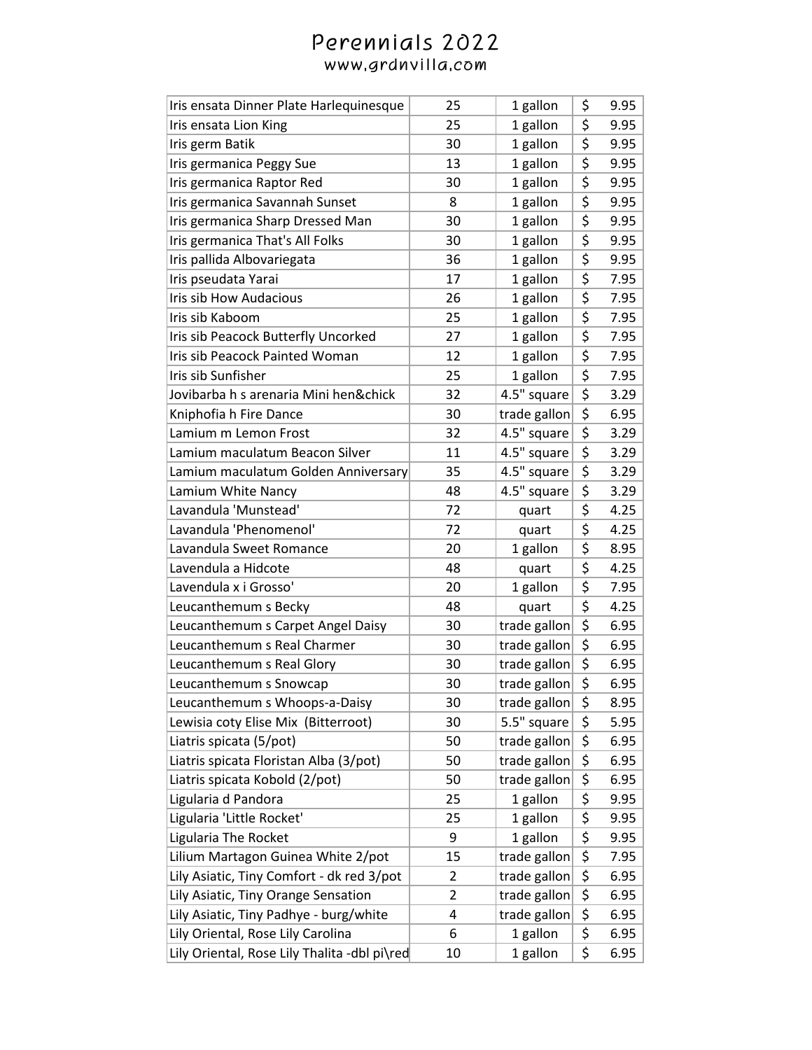# Perennials 2022

www.grdnvilla.com

| | | | |
|---|---|---|---|
| Iris ensata Dinner Plate Harlequinesque | 25 | 1 gallon | $ 9.95 |
| Iris ensata Lion King | 25 | 1 gallon | $ 9.95 |
| Iris germ Batik | 30 | 1 gallon | $ 9.95 |
| Iris germanica Peggy Sue | 13 | 1 gallon | $ 9.95 |
| Iris germanica Raptor Red | 30 | 1 gallon | $ 9.95 |
| Iris germanica Savannah Sunset | 8 | 1 gallon | $ 9.95 |
| Iris germanica Sharp Dressed Man | 30 | 1 gallon | $ 9.95 |
| Iris germanica That's All Folks | 30 | 1 gallon | $ 9.95 |
| Iris pallida Albovariegata | 36 | 1 gallon | $ 9.95 |
| Iris pseudata Yarai | 17 | 1 gallon | $ 7.95 |
| Iris sib How Audacious | 26 | 1 gallon | $ 7.95 |
| Iris sib Kaboom | 25 | 1 gallon | $ 7.95 |
| Iris sib Peacock Butterfly Uncorked | 27 | 1 gallon | $ 7.95 |
| Iris sib Peacock Painted Woman | 12 | 1 gallon | $ 7.95 |
| Iris sib Sunfisher | 25 | 1 gallon | $ 7.95 |
| Jovibarba h s arenaria Mini hen&chick | 32 | 4.5" square | $ 3.29 |
| Kniphofia h Fire Dance | 30 | trade gallon | $ 6.95 |
| Lamium m Lemon Frost | 32 | 4.5" square | $ 3.29 |
| Lamium maculatum Beacon Silver | 11 | 4.5" square | $ 3.29 |
| Lamium maculatum Golden Anniversary | 35 | 4.5" square | $ 3.29 |
| Lamium White Nancy | 48 | 4.5" square | $ 3.29 |
| Lavandula 'Munstead' | 72 | quart | $ 4.25 |
| Lavandula 'Phenomenol' | 72 | quart | $ 4.25 |
| Lavandula Sweet Romance | 20 | 1 gallon | $ 8.95 |
| Lavendula a Hidcote | 48 | quart | $ 4.25 |
| Lavendula x i Grosso' | 20 | 1 gallon | $ 7.95 |
| Leucanthemum s Becky | 48 | quart | $ 4.25 |
| Leucanthemum s Carpet Angel Daisy | 30 | trade gallon | $ 6.95 |
| Leucanthemum s Real Charmer | 30 | trade gallon | $ 6.95 |
| Leucanthemum s Real Glory | 30 | trade gallon | $ 6.95 |
| Leucanthemum s Snowcap | 30 | trade gallon | $ 6.95 |
| Leucanthemum s Whoops-a-Daisy | 30 | trade gallon | $ 8.95 |
| Lewisia coty Elise Mix (Bitterroot) | 30 | 5.5" square | $ 5.95 |
| Liatris spicata (5/pot) | 50 | trade gallon | $ 6.95 |
| Liatris spicata Floristan Alba (3/pot) | 50 | trade gallon | $ 6.95 |
| Liatris spicata Kobold (2/pot) | 50 | trade gallon | $ 6.95 |
| Ligularia d Pandora | 25 | 1 gallon | $ 9.95 |
| Ligularia 'Little Rocket' | 25 | 1 gallon | $ 9.95 |
| Ligularia The Rocket | 9 | 1 gallon | $ 9.95 |
| Lilium Martagon Guinea White 2/pot | 15 | trade gallon | $ 7.95 |
| Lily Asiatic, Tiny Comfort - dk red 3/pot | 2 | trade gallon | $ 6.95 |
| Lily Asiatic, Tiny Orange Sensation | 2 | trade gallon | $ 6.95 |
| Lily Asiatic, Tiny Padhye - burg/white | 4 | trade gallon | $ 6.95 |
| Lily Oriental, Rose Lily Carolina | 6 | 1 gallon | $ 6.95 |
| Lily Oriental, Rose Lily Thalita -dbl pi\red | 10 | 1 gallon | $ 6.95 |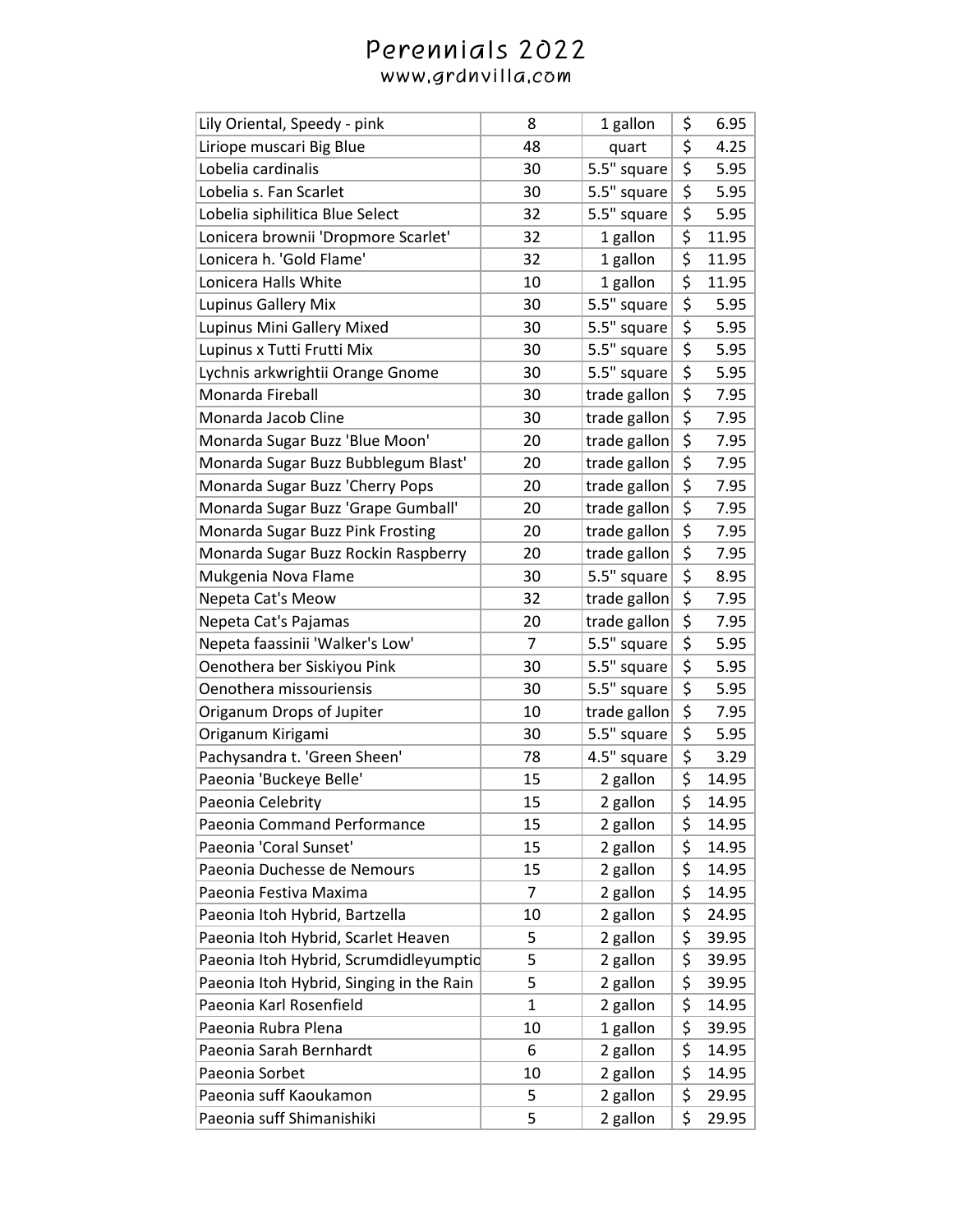# Perennials 2022

www.grdnvilla.com

| | | | |
|---|---|---|---|
| Lily Oriental, Speedy - pink | 8 | 1 gallon | $ 6.95 |
| Liriope muscari Big Blue | 48 | quart | $ 4.25 |
| Lobelia cardinalis | 30 | 5.5" square | $ 5.95 |
| Lobelia s. Fan Scarlet | 30 | 5.5" square | $ 5.95 |
| Lobelia siphilitica Blue Select | 32 | 5.5" square | $ 5.95 |
| Lonicera brownii 'Dropmore Scarlet' | 32 | 1 gallon | $ 11.95 |
| Lonicera h. 'Gold Flame' | 32 | 1 gallon | $ 11.95 |
| Lonicera Halls White | 10 | 1 gallon | $ 11.95 |
| Lupinus Gallery Mix | 30 | 5.5" square | $ 5.95 |
| Lupinus Mini Gallery Mixed | 30 | 5.5" square | $ 5.95 |
| Lupinus x Tutti Frutti Mix | 30 | 5.5" square | $ 5.95 |
| Lychnis arkwrightii Orange Gnome | 30 | 5.5" square | $ 5.95 |
| Monarda Fireball | 30 | trade gallon | $ 7.95 |
| Monarda Jacob Cline | 30 | trade gallon | $ 7.95 |
| Monarda Sugar Buzz 'Blue Moon' | 20 | trade gallon | $ 7.95 |
| Monarda Sugar Buzz Bubblegum Blast' | 20 | trade gallon | $ 7.95 |
| Monarda Sugar Buzz 'Cherry Pops | 20 | trade gallon | $ 7.95 |
| Monarda Sugar Buzz 'Grape Gumball' | 20 | trade gallon | $ 7.95 |
| Monarda Sugar Buzz Pink Frosting | 20 | trade gallon | $ 7.95 |
| Monarda Sugar Buzz Rockin Raspberry | 20 | trade gallon | $ 7.95 |
| Mukgenia Nova Flame | 30 | 5.5" square | $ 8.95 |
| Nepeta Cat's Meow | 32 | trade gallon | $ 7.95 |
| Nepeta Cat's Pajamas | 20 | trade gallon | $ 7.95 |
| Nepeta faassinii 'Walker's Low' | 7 | 5.5" square | $ 5.95 |
| Oenothera ber Siskiyou Pink | 30 | 5.5" square | $ 5.95 |
| Oenothera missouriensis | 30 | 5.5" square | $ 5.95 |
| Origanum Drops of Jupiter | 10 | trade gallon | $ 7.95 |
| Origanum Kirigami | 30 | 5.5" square | $ 5.95 |
| Pachysandra t. 'Green Sheen' | 78 | 4.5" square | $ 3.29 |
| Paeonia 'Buckeye Belle' | 15 | 2 gallon | $ 14.95 |
| Paeonia Celebrity | 15 | 2 gallon | $ 14.95 |
| Paeonia Command Performance | 15 | 2 gallon | $ 14.95 |
| Paeonia 'Coral Sunset' | 15 | 2 gallon | $ 14.95 |
| Paeonia Duchesse de Nemours | 15 | 2 gallon | $ 14.95 |
| Paeonia Festiva Maxima | 7 | 2 gallon | $ 14.95 |
| Paeonia Itoh Hybrid, Bartzella | 10 | 2 gallon | $ 24.95 |
| Paeonia Itoh Hybrid, Scarlet Heaven | 5 | 2 gallon | $ 39.95 |
| Paeonia Itoh Hybrid, Scrumdidleyumptio | 5 | 2 gallon | $ 39.95 |
| Paeonia Itoh Hybrid, Singing in the Rain | 5 | 2 gallon | $ 39.95 |
| Paeonia Karl Rosenfield | 1 | 2 gallon | $ 14.95 |
| Paeonia Rubra Plena | 10 | 1 gallon | $ 39.95 |
| Paeonia Sarah Bernhardt | 6 | 2 gallon | $ 14.95 |
| Paeonia Sorbet | 10 | 2 gallon | $ 14.95 |
| Paeonia suff Kaoukamon | 5 | 2 gallon | $ 29.95 |
| Paeonia suff Shimanishiki | 5 | 2 gallon | $ 29.95 |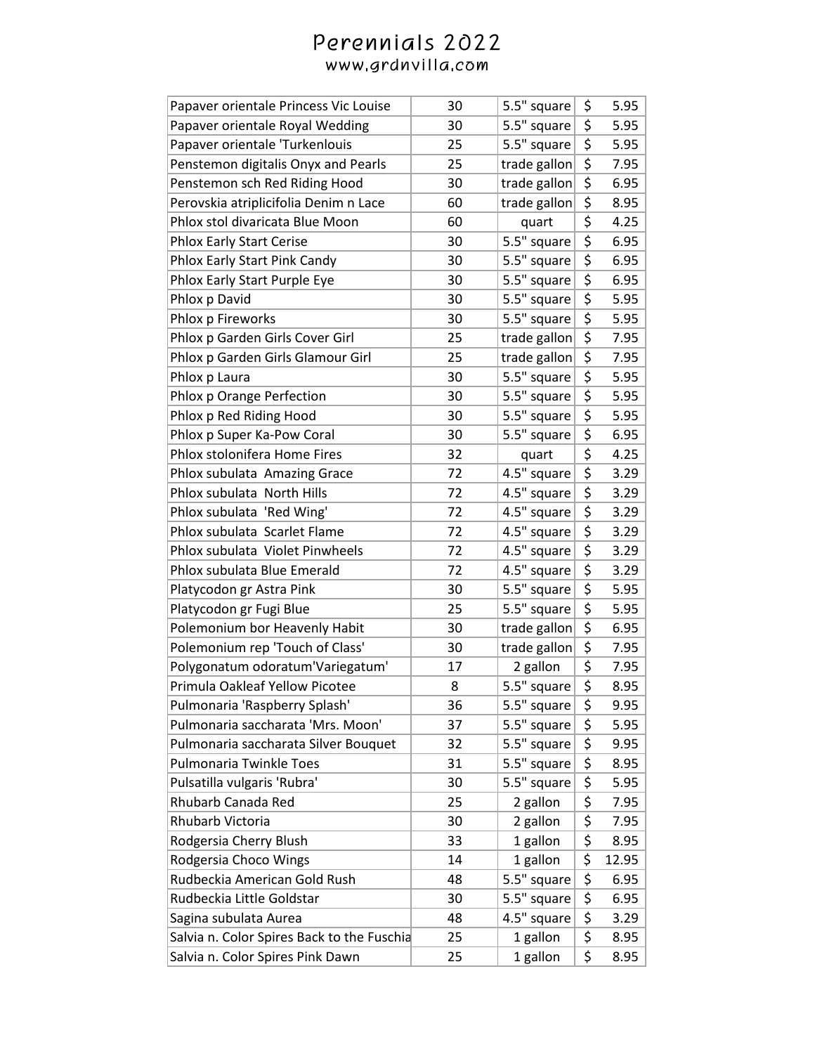# Perennials 2022

www.grdnvilla.com

| | | | |
|---|---|---|---|
| Papaver orientale Princess Vic Louise | 30 | 5.5" square | $ 5.95 |
| Papaver orientale Royal Wedding | 30 | 5.5" square | $ 5.95 |
| Papaver orientale 'Turkenlouis | 25 | 5.5" square | $ 5.95 |
| Penstemon digitalis Onyx and Pearls | 25 | trade gallon | $ 7.95 |
| Penstemon sch Red Riding Hood | 30 | trade gallon | $ 6.95 |
| Perovskia atriplicifolia Denim n Lace | 60 | trade gallon | $ 8.95 |
| Phlox stol divaricata Blue Moon | 60 | quart | $ 4.25 |
| Phlox Early Start Cerise | 30 | 5.5" square | $ 6.95 |
| Phlox Early Start Pink Candy | 30 | 5.5" square | $ 6.95 |
| Phlox Early Start Purple Eye | 30 | 5.5" square | $ 6.95 |
| Phlox p David | 30 | 5.5" square | $ 5.95 |
| Phlox p Fireworks | 30 | 5.5" square | $ 5.95 |
| Phlox p Garden Girls Cover Girl | 25 | trade gallon | $ 7.95 |
| Phlox p Garden Girls Glamour Girl | 25 | trade gallon | $ 7.95 |
| Phlox p Laura | 30 | 5.5" square | $ 5.95 |
| Phlox p Orange Perfection | 30 | 5.5" square | $ 5.95 |
| Phlox p Red Riding Hood | 30 | 5.5" square | $ 5.95 |
| Phlox p Super Ka-Pow Coral | 30 | 5.5" square | $ 6.95 |
| Phlox stolonifera Home Fires | 32 | quart | $ 4.25 |
| Phlox subulata Amazing Grace | 72 | 4.5" square | $ 3.29 |
| Phlox subulata North Hills | 72 | 4.5" square | $ 3.29 |
| Phlox subulata 'Red Wing' | 72 | 4.5" square | $ 3.29 |
| Phlox subulata Scarlet Flame | 72 | 4.5" square | $ 3.29 |
| Phlox subulata Violet Pinwheels | 72 | 4.5" square | $ 3.29 |
| Phlox subulata Blue Emerald | 72 | 4.5" square | $ 3.29 |
| Platycodon gr Astra Pink | 30 | 5.5" square | $ 5.95 |
| Platycodon gr Fugi Blue | 25 | 5.5" square | $ 5.95 |
| Polemonium bor Heavenly Habit | 30 | trade gallon | $ 6.95 |
| Polemonium rep 'Touch of Class' | 30 | trade gallon | $ 7.95 |
| Polygonatum odoratum'Variegatum' | 17 | 2 gallon | $ 7.95 |
| Primula Oakleaf Yellow Picotee | 8 | 5.5" square | $ 8.95 |
| Pulmonaria 'Raspberry Splash' | 36 | 5.5" square | $ 9.95 |
| Pulmonaria saccharata 'Mrs. Moon' | 37 | 5.5" square | $ 5.95 |
| Pulmonaria saccharata Silver Bouquet | 32 | 5.5" square | $ 9.95 |
| Pulmonaria Twinkle Toes | 31 | 5.5" square | $ 8.95 |
| Pulsatilla vulgaris 'Rubra' | 30 | 5.5" square | $ 5.95 |
| Rhubarb Canada Red | 25 | 2 gallon | $ 7.95 |
| Rhubarb Victoria | 30 | 2 gallon | $ 7.95 |
| Rodgersia Cherry Blush | 33 | 1 gallon | $ 8.95 |
| Rodgersia Choco Wings | 14 | 1 gallon | $ 12.95 |
| Rudbeckia American Gold Rush | 48 | 5.5" square | $ 6.95 |
| Rudbeckia Little Goldstar | 30 | 5.5" square | $ 6.95 |
| Sagina subulata Aurea | 48 | 4.5" square | $ 3.29 |
| Salvia n. Color Spires Back to the Fuschia | 25 | 1 gallon | $ 8.95 |
| Salvia n. Color Spires Pink Dawn | 25 | 1 gallon | $ 8.95 |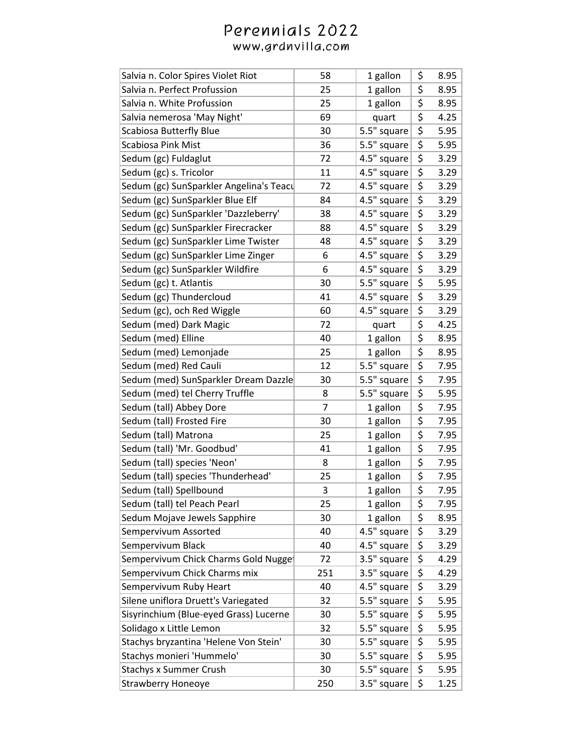# Perennials 2022

www.grdnvilla.com

| | | | |
|---|---|---|---|
| Salvia n. Color Spires Violet Riot | 58 | 1 gallon | $ 8.95 |
| Salvia n. Perfect Profussion | 25 | 1 gallon | $ 8.95 |
| Salvia n. White Profussion | 25 | 1 gallon | $ 8.95 |
| Salvia nemerosa 'May Night' | 69 | quart | $ 4.25 |
| Scabiosa Butterfly Blue | 30 | 5.5" square | $ 5.95 |
| Scabiosa Pink Mist | 36 | 5.5" square | $ 5.95 |
| Sedum (gc) Fuldaglut | 72 | 4.5" square | $ 3.29 |
| Sedum (gc) s. Tricolor | 11 | 4.5" square | $ 3.29 |
| Sedum (gc) SunSparkler Angelina's Teacu | 72 | 4.5" square | $ 3.29 |
| Sedum (gc) SunSparkler Blue Elf | 84 | 4.5" square | $ 3.29 |
| Sedum (gc) SunSparkler 'Dazzleberry' | 38 | 4.5" square | $ 3.29 |
| Sedum (gc) SunSparkler Firecracker | 88 | 4.5" square | $ 3.29 |
| Sedum (gc) SunSparkler Lime Twister | 48 | 4.5" square | $ 3.29 |
| Sedum (gc) SunSparkler Lime Zinger | 6 | 4.5" square | $ 3.29 |
| Sedum (gc) SunSparkler Wildfire | 6 | 4.5" square | $ 3.29 |
| Sedum (gc) t. Atlantis | 30 | 5.5" square | $ 5.95 |
| Sedum (gc) Thundercloud | 41 | 4.5" square | $ 3.29 |
| Sedum (gc), och Red Wiggle | 60 | 4.5" square | $ 3.29 |
| Sedum (med) Dark Magic | 72 | quart | $ 4.25 |
| Sedum (med) Elline | 40 | 1 gallon | $ 8.95 |
| Sedum (med) Lemonjade | 25 | 1 gallon | $ 8.95 |
| Sedum (med) Red Cauli | 12 | 5.5" square | $ 7.95 |
| Sedum (med) SunSparkler Dream Dazzle | 30 | 5.5" square | $ 7.95 |
| Sedum (med) tel Cherry Truffle | 8 | 5.5" square | $ 5.95 |
| Sedum (tall) Abbey Dore | 7 | 1 gallon | $ 7.95 |
| Sedum (tall) Frosted Fire | 30 | 1 gallon | $ 7.95 |
| Sedum (tall) Matrona | 25 | 1 gallon | $ 7.95 |
| Sedum (tall) 'Mr. Goodbud' | 41 | 1 gallon | $ 7.95 |
| Sedum (tall) species 'Neon' | 8 | 1 gallon | $ 7.95 |
| Sedum (tall) species 'Thunderhead' | 25 | 1 gallon | $ 7.95 |
| Sedum (tall) Spellbound | 3 | 1 gallon | $ 7.95 |
| Sedum (tall) tel Peach Pearl | 25 | 1 gallon | $ 7.95 |
| Sedum Mojave Jewels Sapphire | 30 | 1 gallon | $ 8.95 |
| Sempervivum Assorted | 40 | 4.5" square | $ 3.29 |
| Sempervivum Black | 40 | 4.5" square | $ 3.29 |
| Sempervivum Chick Charms Gold Nugge | 72 | 3.5" square | $ 4.29 |
| Sempervivum Chick Charms mix | 251 | 3.5" square | $ 4.29 |
| Sempervivum Ruby Heart | 40 | 4.5" square | $ 3.29 |
| Silene uniflora Druett's Variegated | 32 | 5.5" square | $ 5.95 |
| Sisyrinchium (Blue-eyed Grass) Lucerne | 30 | 5.5" square | $ 5.95 |
| Solidago x Little Lemon | 32 | 5.5" square | $ 5.95 |
| Stachys bryzantina 'Helene Von Stein' | 30 | 5.5" square | $ 5.95 |
| Stachys monieri 'Hummelo' | 30 | 5.5" square | $ 5.95 |
| Stachys x Summer Crush | 30 | 5.5" square | $ 5.95 |
| Strawberry Honeoye | 250 | 3.5" square | $ 1.25 |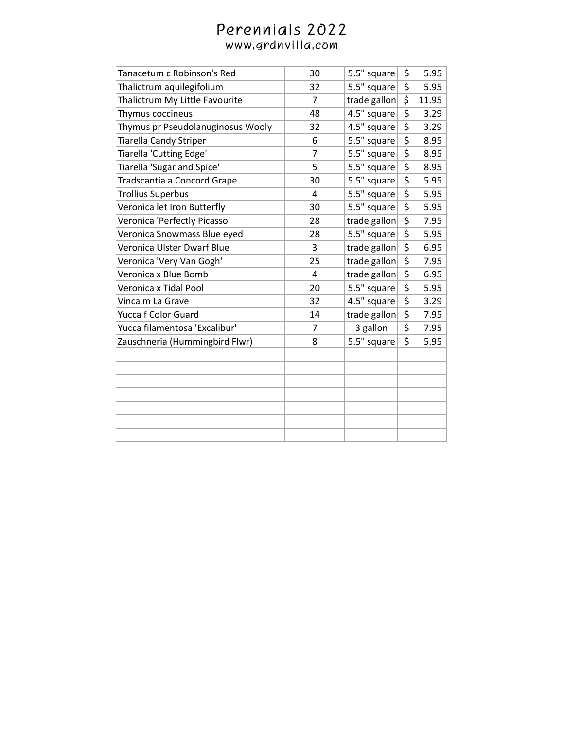| | | | |
|---|---|---|---|
| Tanacetum c Robinson's Red | 30 | 5.5" square | $ 5.95 |
| Thalictrum aquilegifolium | 32 | 5.5" square | $ 5.95 |
| Thalictrum My Little Favourite | 7 | trade gallon | $ 11.95 |
| Thymus coccineus | 48 | 4.5" square | $ 3.29 |
| Thymus pr Pseudolanuginosus Wooly | 32 | 4.5" square | $ 3.29 |
| Tiarella Candy Striper | 6 | 5.5" square | $ 8.95 |
| Tiarella 'Cutting Edge' | 7 | 5.5" square | $ 8.95 |
| Tiarella 'Sugar and Spice' | 5 | 5.5" square | $ 8.95 |
| Tradscantia a Concord Grape | 30 | 5.5" square | $ 5.95 |
| Trollius Superbus | 4 | 5.5" square | $ 5.95 |
| Veronica let Iron Butterfly | 30 | 5.5" square | $ 5.95 |
| Veronica 'Perfectly Picasso' | 28 | trade gallon | $ 7.95 |
| Veronica Snowmass Blue eyed | 28 | 5.5" square | $ 5.95 |
| Veronica Ulster Dwarf Blue | 3 | trade gallon | $ 6.95 |
| Veronica 'Very Van Gogh' | 25 | trade gallon | $ 7.95 |
| Veronica x Blue Bomb | 4 | trade gallon | $ 6.95 |
| Veronica x Tidal Pool | 20 | 5.5" square | $ 5.95 |
| Vinca m La Grave | 32 | 4.5" square | $ 3.29 |
| Yucca f Color Guard | 14 | trade gallon | $ 7.95 |
| Yucca filamentosa 'Excalibur' | 7 | 3 gallon | $ 7.95 |
| Zauschneria (Hummingbird Flwr) | 8 | 5.5" square | $ 5.95 |